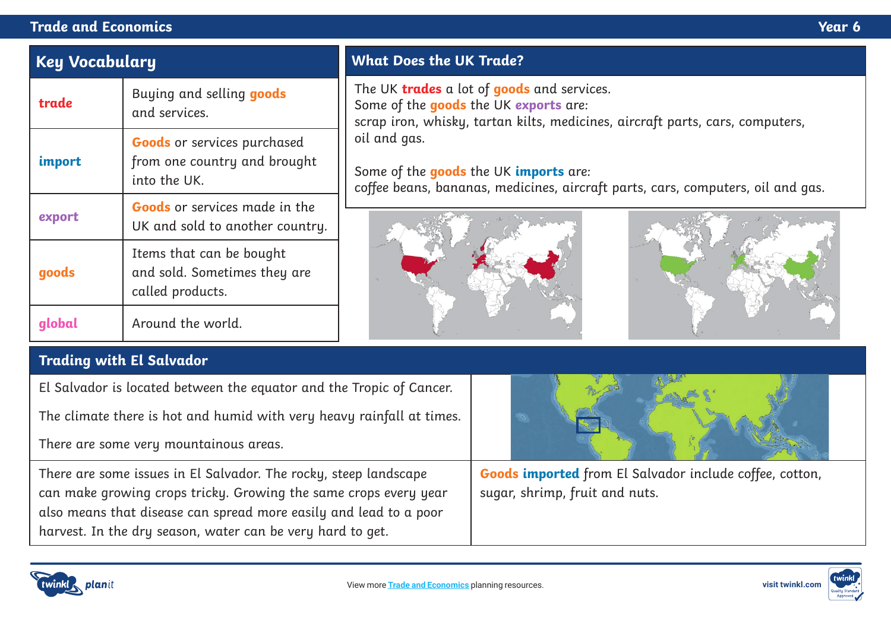# Trade and Economics

Year 6

## Key Vocabulary

| Term | Definition |
|---|---|
| **trade** | Buying and selling **goods** and services. |
| **import** | **Goods** or services purchased from one country and brought into the UK. |
| **export** | **Goods** or services made in the UK and sold to another country. |
| **goods** | Items that can be bought and sold. Sometimes they are called products. |
| **global** | Around the world. |

## What Does the UK Trade?

The UK **trades** a lot of **goods** and services.
Some of the **goods** the UK **exports** are:
scrap iron, whisky, tartan kilts, medicines, aircraft parts, cars, computers, oil and gas.

Some of the **goods** the UK **imports** are:
coffee beans, bananas, medicines, aircraft parts, cars, computers, oil and gas.

## Trading with El Salvador

El Salvador is located between the equator and the Tropic of Cancer.

The climate there is hot and humid with very heavy rainfall at times.

There are some very mountainous areas.

There are some issues in El Salvador. The rocky, steep landscape can make growing crops tricky. Growing the same crops every year also means that disease can spread more easily and lead to a poor harvest. In the dry season, water can be very hard to get.

**Goods imported** from El Salvador include coffee, cotton, sugar, shrimp, fruit and nuts.

View more Trade and Economics planning resources.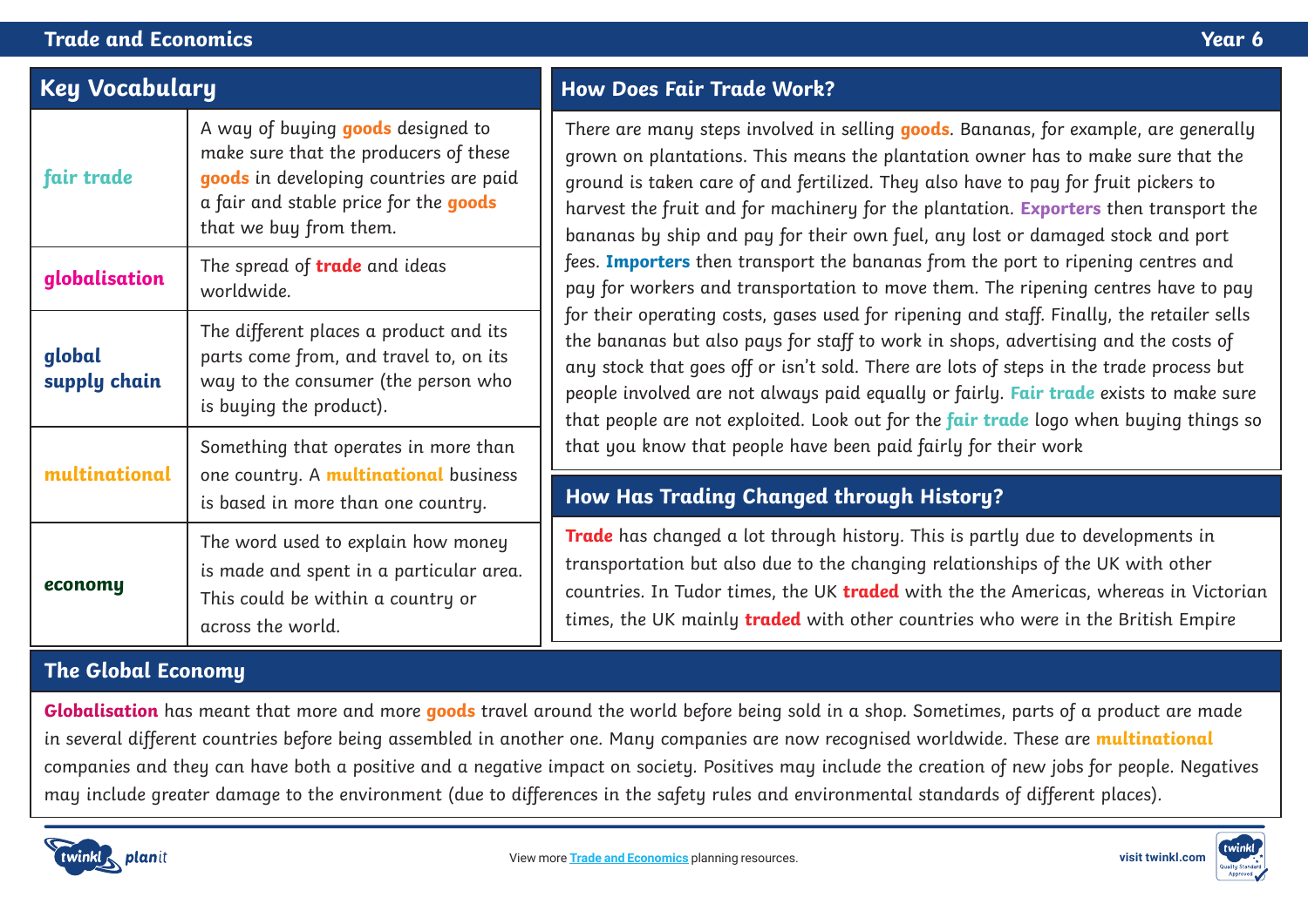# Trade and Economics

Year 6

## Key Vocabulary

| | |
|---|---|
| **fair trade** | A way of buying **goods** designed to make sure that the producers of these **goods** in developing countries are paid a fair and stable price for the **goods** that we buy from them. |
| **globalisation** | The spread of **trade** and ideas worldwide. |
| **global supply chain** | The different places a product and its parts come from, and travel to, on its way to the consumer (the person who is buying the product). |
| **multinational** | Something that operates in more than one country. A **multinational** business is based in more than one country. |
| **economy** | The word used to explain how money is made and spent in a particular area. This could be within a country or across the world. |

## How Does Fair Trade Work?

There are many steps involved in selling **goods**. Bananas, for example, are generally grown on plantations. This means the plantation owner has to make sure that the ground is taken care of and fertilized. They also have to pay for fruit pickers to harvest the fruit and for machinery for the plantation. **Exporters** then transport the bananas by ship and pay for their own fuel, any lost or damaged stock and port fees. **Importers** then transport the bananas from the port to ripening centres and pay for workers and transportation to move them. The ripening centres have to pay for their operating costs, gases used for ripening and staff. Finally, the retailer sells the bananas but also pays for staff to work in shops, advertising and the costs of any stock that goes off or isn't sold. There are lots of steps in the trade process but people involved are not always paid equally or fairly. **Fair trade** exists to make sure that people are not exploited. Look out for the **fair trade** logo when buying things so that you know that people have been paid fairly for their work

## How Has Trading Changed through History?

**Trade** has changed a lot through history. This is partly due to developments in transportation but also due to the changing relationships of the UK with other countries. In Tudor times, the UK **traded** with the the Americas, whereas in Victorian times, the UK mainly **traded** with other countries who were in the British Empire

## The Global Economy

**Globalisation** has meant that more and more **goods** travel around the world before being sold in a shop. Sometimes, parts of a product are made in several different countries before being assembled in another one. Many companies are now recognised worldwide. These are **multinational** companies and they can have both a positive and a negative impact on society. Positives may include the creation of new jobs for people. Negatives may include greater damage to the environment (due to differences in the safety rules and environmental standards of different places).

View more Trade and Economics planning resources.